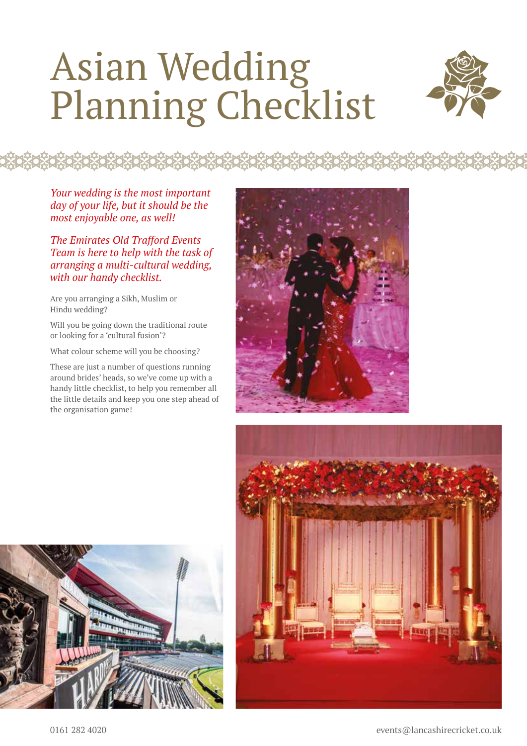# Asian Wedding Planning Checklist

*Your wedding is the most important day of your life, but it should be the most enjoyable one, as well!*

*The Emirates Old Trafford Events Team is here to help with the task of arranging a multi-cultural wedding, with our handy checklist.*

Are you arranging a Sikh, Muslim or Hindu wedding?

Will you be going down the traditional route or looking for a 'cultural fusion'?

What colour scheme will you be choosing?

These are just a number of questions running around brides' heads, so we've come up with a handy little checklist, to help you remember all the little details and keep you one step ahead of the organisation game!

0161 282 4020

events@lancashirecricket.co.uk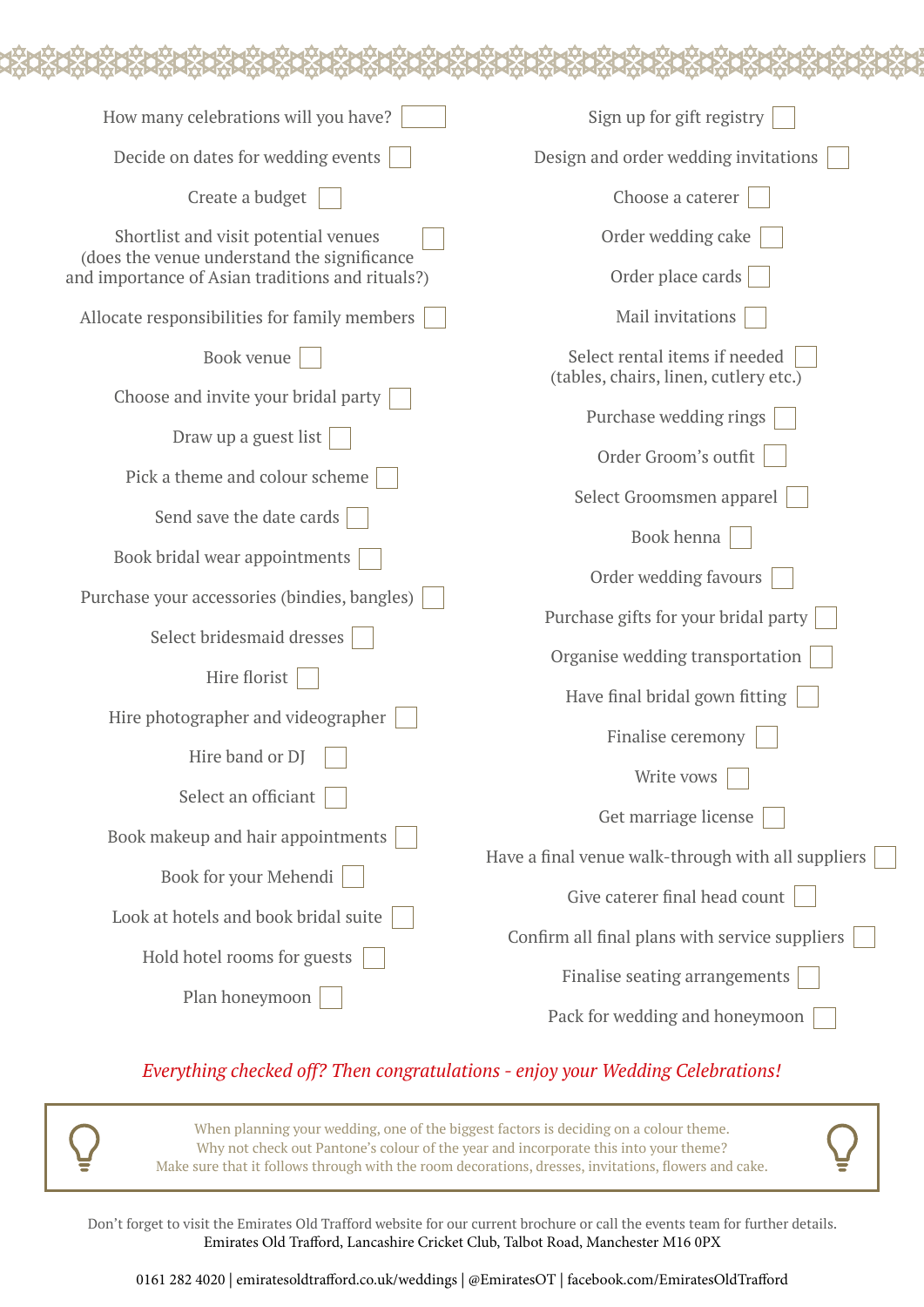- [ ] How many celebrations will you have?
- [ ] Decide on dates for wedding events
- [ ] Create a budget
- [ ] Shortlist and visit potential venues (does the venue understand the significance and importance of Asian traditions and rituals?)
- [ ] Allocate responsibilities for family members
- [ ] Book venue
- [ ] Choose and invite your bridal party
- [ ] Draw up a guest list
- [ ] Pick a theme and colour scheme
- [ ] Send save the date cards
- [ ] Book bridal wear appointments
- [ ] Purchase your accessories (bindies, bangles)
- [ ] Select bridesmaid dresses
- [ ] Hire florist
- [ ] Hire photographer and videographer
- [ ] Hire band or DJ
- [ ] Select an officiant
- [ ] Book makeup and hair appointments
- [ ] Book for your Mehendi
- [ ] Look at hotels and book bridal suite
- [ ] Hold hotel rooms for guests
- [ ] Plan honeymoon
- [ ] Sign up for gift registry
- [ ] Design and order wedding invitations
- [ ] Choose a caterer
- [ ] Order wedding cake
- [ ] Order place cards
- [ ] Mail invitations
- [ ] Select rental items if needed (tables, chairs, linen, cutlery etc.)
- [ ] Purchase wedding rings
- [ ] Order Groom's outfit
- [ ] Select Groomsmen apparel
- [ ] Book henna
- [ ] Order wedding favours
- [ ] Purchase gifts for your bridal party
- [ ] Organise wedding transportation
- [ ] Have final bridal gown fitting
- [ ] Finalise ceremony
- [ ] Write vows
- [ ] Get marriage license
- [ ] Have a final venue walk-through with all suppliers
- [ ] Give caterer final head count
- [ ] Confirm all final plans with service suppliers
- [ ] Finalise seating arrangements
- [ ] Pack for wedding and honeymoon

*Everything checked off? Then congratulations - enjoy your Wedding Celebrations!*

When planning your wedding, one of the biggest factors is deciding on a colour theme. Why not check out Pantone's colour of the year and incorporate this into your theme? Make sure that it follows through with the room decorations, dresses, invitations, flowers and cake.

Don't forget to visit the Emirates Old Trafford website for our current brochure or call the events team for further details.
Emirates Old Trafford, Lancashire Cricket Club, Talbot Road, Manchester M16 0PX

0161 282 4020 | emiratesoldtrafford.co.uk/weddings | @EmiratesOT | facebook.com/EmiratesOldTrafford